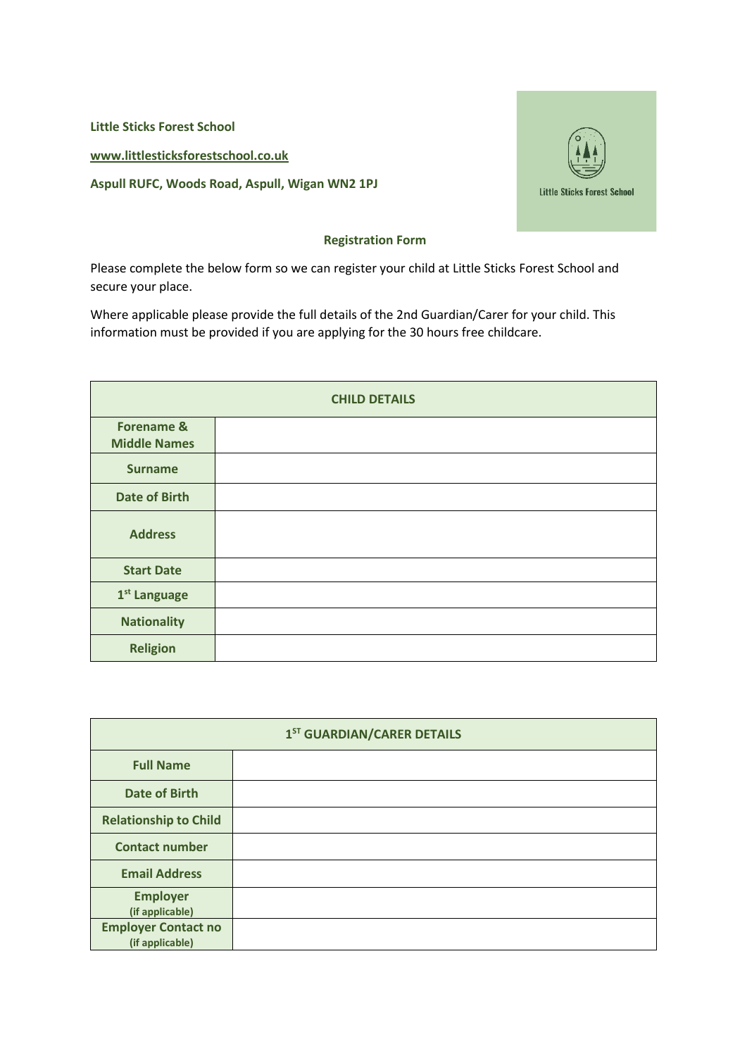**Little Sticks Forest School**

**www.littlesticksforestschool.co.uk**

**Aspull RUFC, Woods Road, Aspull, Wigan WN2 1PJ**

Little Sticks Forest School

## Registration Form

Please complete the below form so we can register your child at Little Sticks Forest School and secure your place.

Where applicable please provide the full details of the 2nd Guardian/Carer for your child. This information must be provided if you are applying for the 30 hours free childcare.

| CHILD DETAILS | |
|---|---|
| **Forename & Middle Names** | |
| **Surname** | |
| **Date of Birth** | |
| **Address** | |
| **Start Date** | |
| **1st Language** | |
| **Nationality** | |
| **Religion** | |

| 1ST GUARDIAN/CARER DETAILS | |
|---|---|
| **Full Name** | |
| **Date of Birth** | |
| **Relationship to Child** | |
| **Contact number** | |
| **Email Address** | |
| **Employer** (if applicable) | |
| **Employer Contact no** (if applicable) | |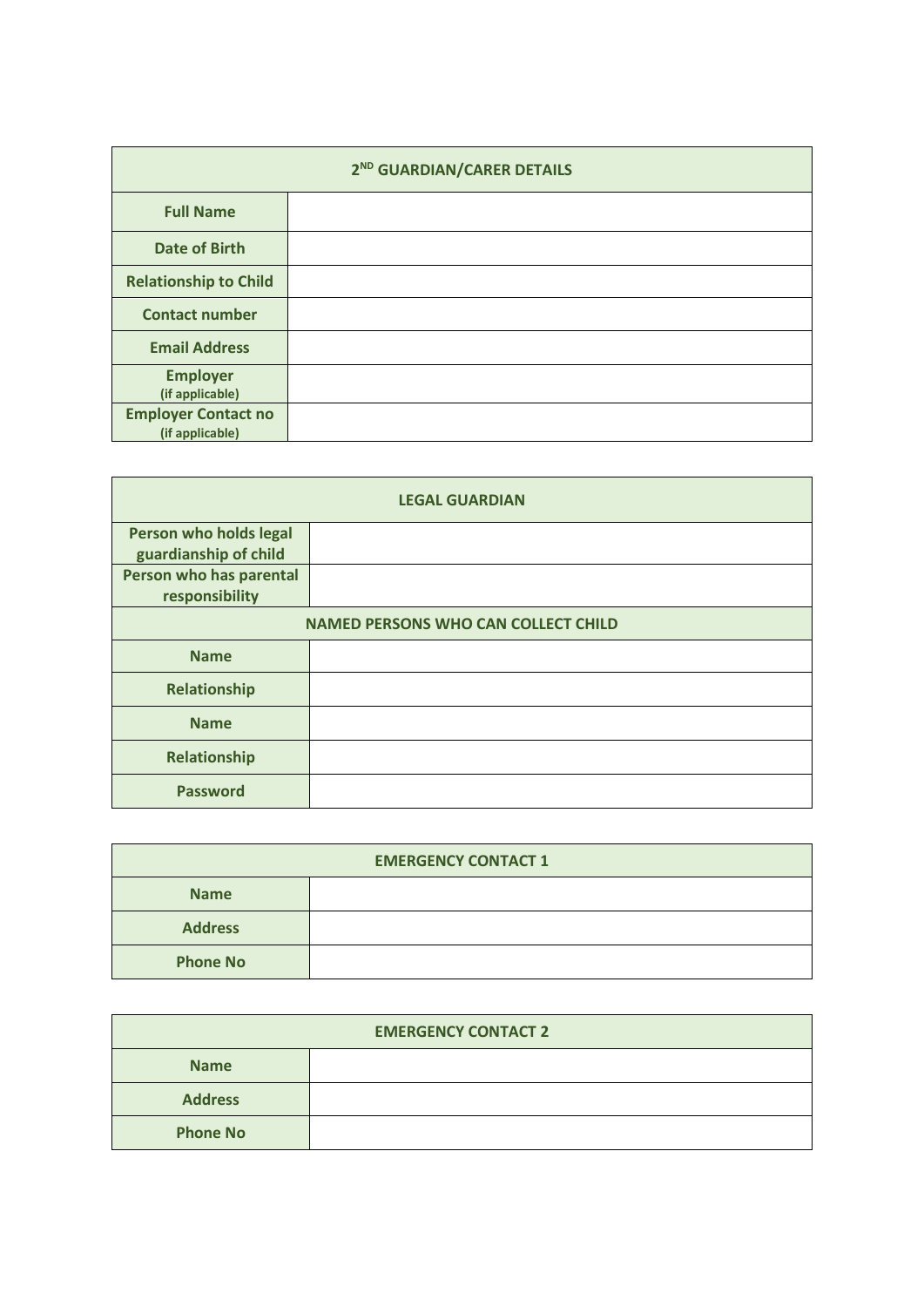| 2ND GUARDIAN/CARER DETAILS | |
|---|---|
| **Full Name** | |
| **Date of Birth** | |
| **Relationship to Child** | |
| **Contact number** | |
| **Email Address** | |
| **Employer** (if applicable) | |
| **Employer Contact no** (if applicable) | |

| LEGAL GUARDIAN | |
|---|---|
| **Person who holds legal guardianship of child** | |
| **Person who has parental responsibility** | |
| **NAMED PERSONS WHO CAN COLLECT CHILD** | |
| **Name** | |
| **Relationship** | |
| **Name** | |
| **Relationship** | |
| **Password** | |

| EMERGENCY CONTACT 1 | |
|---|---|
| **Name** | |
| **Address** | |
| **Phone No** | |

| EMERGENCY CONTACT 2 | |
|---|---|
| **Name** | |
| **Address** | |
| **Phone No** | |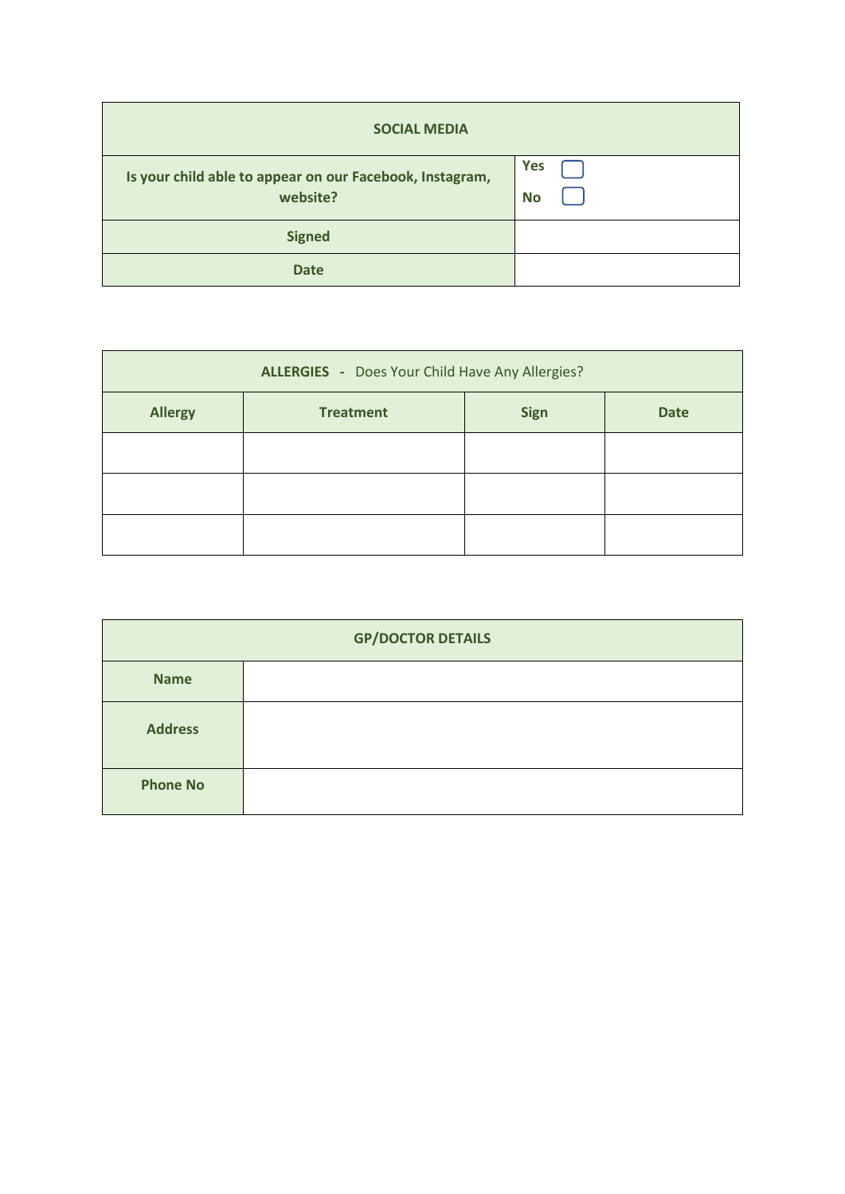| SOCIAL MEDIA | |
|---|---|
| Is your child able to appear on our Facebook, Instagram, website? | Yes ☐<br>No ☐ |
| Signed | |
| Date | |

| ALLERGIES - Does Your Child Have Any Allergies? | | | |
|---|---|---|---|
| **Allergy** | **Treatment** | **Sign** | **Date** |
| | | | |
| | | | |
| | | | |

| GP/DOCTOR DETAILS | |
|---|---|
| Name | |
| Address | |
| Phone No | |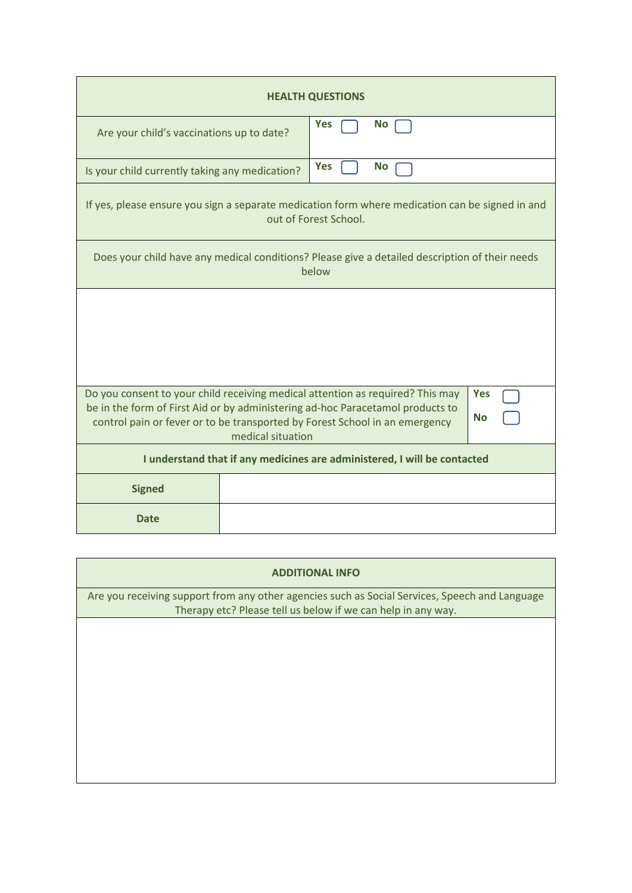| HEALTH QUESTIONS | |
|---|---|
| Are your child's vaccinations up to date? | **Yes** ☐ **No** ☐ |
| Is your child currently taking any medication? | **Yes** ☐ **No** ☐ |
| If yes, please ensure you sign a separate medication form where medication can be signed in and out of Forest School. | |
| Does your child have any medical conditions? Please give a detailed description of their needs below | |
| | |
| Do you consent to your child receiving medical attention as required? This may be in the form of First Aid or by administering ad-hoc Paracetamol products to control pain or fever or to be transported by Forest School in an emergency medical situation | **Yes** ☐ **No** ☐ |
| **I understand that if any medicines are administered, I will be contacted** | |
| **Signed** | |
| **Date** | |

| ADDITIONAL INFO |
|---|
| Are you receiving support from any other agencies such as Social Services, Speech and Language Therapy etc? Please tell us below if we can help in any way. |
| |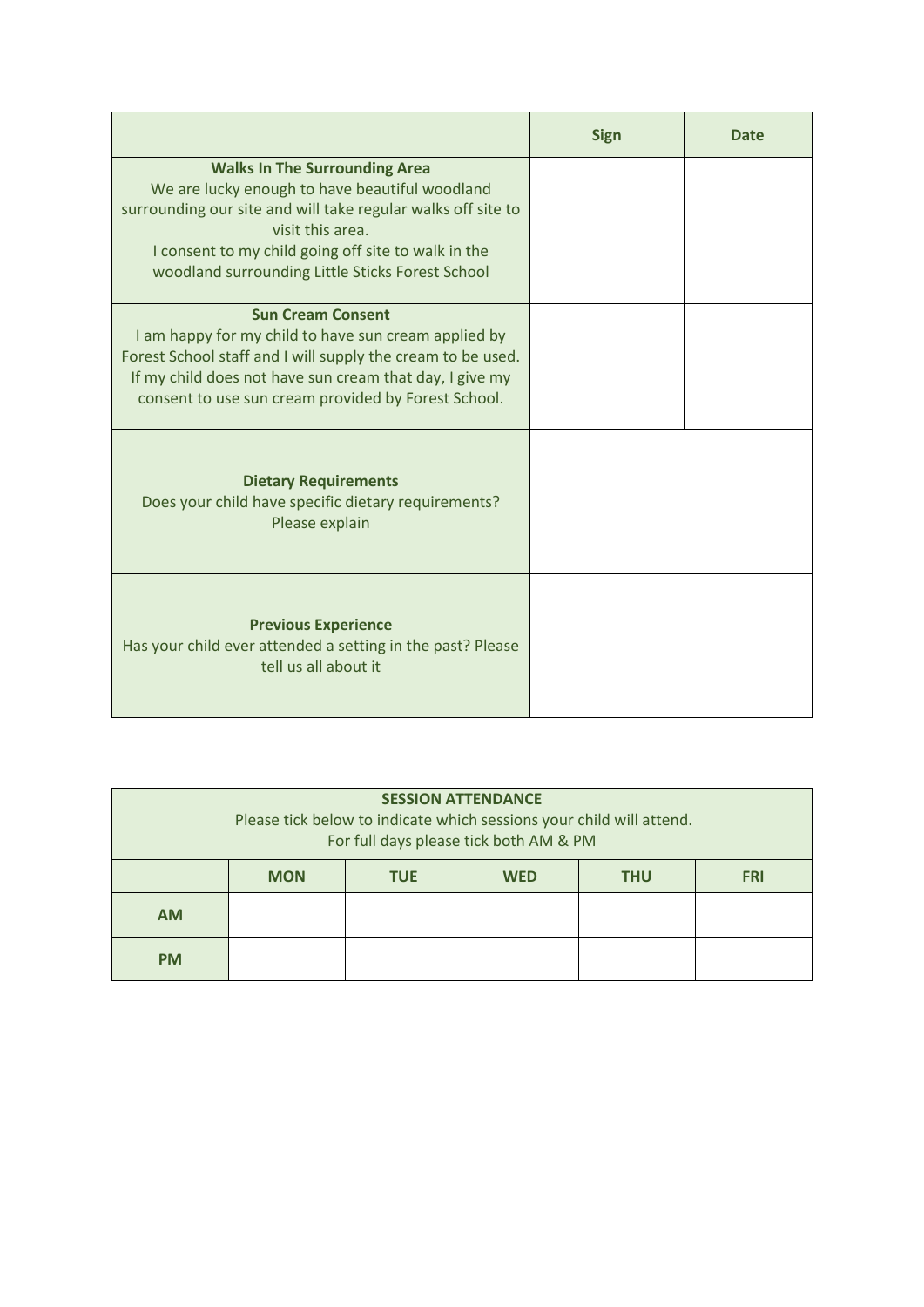| | Sign | Date |
|---|---|---|
| **Walks In The Surrounding Area**<br>We are lucky enough to have beautiful woodland surrounding our site and will take regular walks off site to visit this area.<br>I consent to my child going off site to walk in the woodland surrounding Little Sticks Forest School | | |
| **Sun Cream Consent**<br>I am happy for my child to have sun cream applied by Forest School staff and I will supply the cream to be used. If my child does not have sun cream that day, I give my consent to use sun cream provided by Forest School. | | |
| **Dietary Requirements**<br>Does your child have specific dietary requirements? Please explain | | |
| **Previous Experience**<br>Has your child ever attended a setting in the past? Please tell us all about it | | |

| **SESSION ATTENDANCE**<br>Please tick below to indicate which sessions your child will attend.<br>For full days please tick both AM & PM | | | | | |
|---|---|---|---|---|---|
| | **MON** | **TUE** | **WED** | **THU** | **FRI** |
| **AM** | | | | | |
| **PM** | | | | | |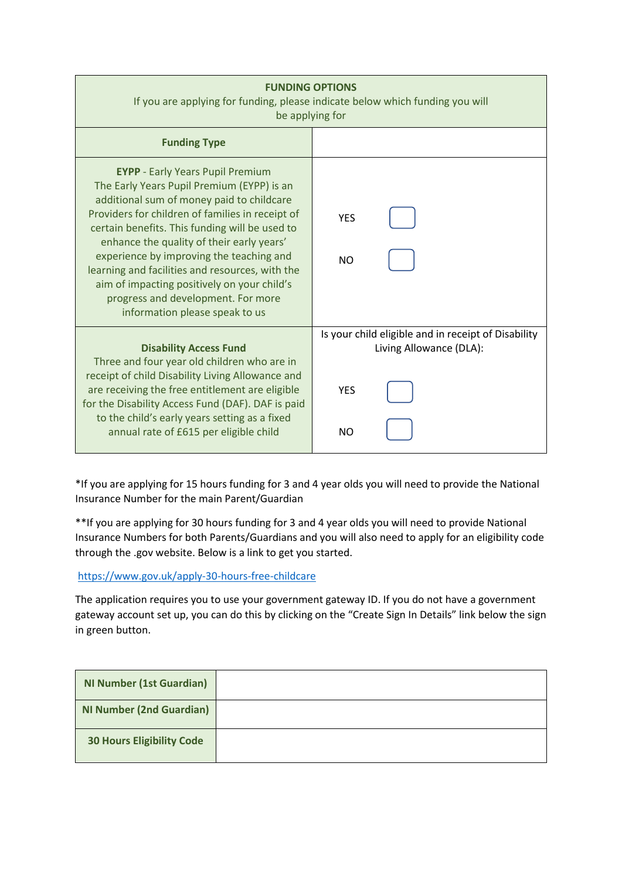| **FUNDING OPTIONS**<br>If you are applying for funding, please indicate below which funding you will be applying for | |
|---|---|
| **Funding Type** | |
| **EYPP** - Early Years Pupil Premium<br>The Early Years Pupil Premium (EYPP) is an additional sum of money paid to childcare Providers for children of families in receipt of certain benefits. This funding will be used to enhance the quality of their early years' experience by improving the teaching and learning and facilities and resources, with the aim of impacting positively on your child's progress and development. For more information please speak to us | YES ☐<br><br>NO ☐ |
| **Disability Access Fund**<br>Three and four year old children who are in receipt of child Disability Living Allowance and are receiving the free entitlement are eligible for the Disability Access Fund (DAF). DAF is paid to the child's early years setting as a fixed annual rate of £615 per eligible child | Is your child eligible and in receipt of Disability Living Allowance (DLA):<br><br>YES ☐<br><br>NO ☐ |

*If you are applying for 15 hours funding for 3 and 4 year olds you will need to provide the National Insurance Number for the main Parent/Guardian

**If you are applying for 30 hours funding for 3 and 4 year olds you will need to provide National Insurance Numbers for both Parents/Guardians and you will also need to apply for an eligibility code through the .gov website. Below is a link to get you started.

https://www.gov.uk/apply-30-hours-free-childcare

The application requires you to use your government gateway ID. If you do not have a government gateway account set up, you can do this by clicking on the "Create Sign In Details" link below the sign in green button.

| **NI Number (1st Guardian)** | |
|---|---|
| **NI Number (2nd Guardian)** | |
| **30 Hours Eligibility Code** | |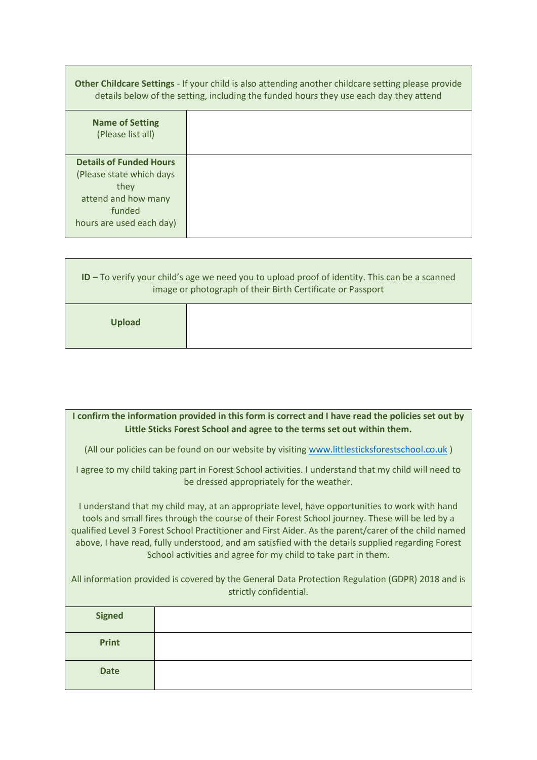| **Other Childcare Settings** - If your child is also attending another childcare setting please provide details below of the setting, including the funded hours they use each day they attend | |
|---|---|
| **Name of Setting** (Please list all) | |
| **Details of Funded Hours** (Please state which days they attend and how many funded hours are used each day) | |

| **ID –** To verify your child's age we need you to upload proof of identity. This can be a scanned image or photograph of their Birth Certificate or Passport | |
|---|---|
| **Upload** | |

**I confirm the information provided in this form is correct and I have read the policies set out by Little Sticks Forest School and agree to the terms set out within them.**

(All our policies can be found on our website by visiting www.littlesticksforestschool.co.uk )

I agree to my child taking part in Forest School activities. I understand that my child will need to be dressed appropriately for the weather.

I understand that my child may, at an appropriate level, have opportunities to work with hand tools and small fires through the course of their Forest School journey. These will be led by a qualified Level 3 Forest School Practitioner and First Aider. As the parent/carer of the child named above, I have read, fully understood, and am satisfied with the details supplied regarding Forest School activities and agree for my child to take part in them.

All information provided is covered by the General Data Protection Regulation (GDPR) 2018 and is strictly confidential.

| | |
|---|---|
| **Signed** | |
| **Print** | |
| **Date** | |